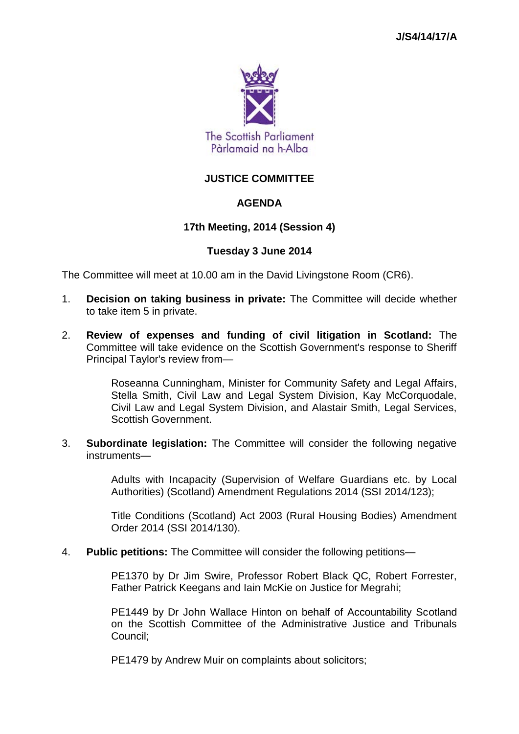J/S4/14/17/A

The Scottish Parliament
Pàrlamaid na h-Alba

# JUSTICE COMMITTEE

## AGENDA

### 17th Meeting, 2014 (Session 4)

### Tuesday 3 June 2014

The Committee will meet at 10.00 am in the David Livingstone Room (CR6).

1. **Decision on taking business in private:** The Committee will decide whether to take item 5 in private.

2. **Review of expenses and funding of civil litigation in Scotland:** The Committee will take evidence on the Scottish Government's response to Sheriff Principal Taylor's review from—

   Roseanna Cunningham, Minister for Community Safety and Legal Affairs, Stella Smith, Civil Law and Legal System Division, Kay McCorquodale, Civil Law and Legal System Division, and Alastair Smith, Legal Services, Scottish Government.

3. **Subordinate legislation:** The Committee will consider the following negative instruments—

   Adults with Incapacity (Supervision of Welfare Guardians etc. by Local Authorities) (Scotland) Amendment Regulations 2014 (SSI 2014/123);

   Title Conditions (Scotland) Act 2003 (Rural Housing Bodies) Amendment Order 2014 (SSI 2014/130).

4. **Public petitions:** The Committee will consider the following petitions—

   PE1370 by Dr Jim Swire, Professor Robert Black QC, Robert Forrester, Father Patrick Keegans and Iain McKie on Justice for Megrahi;

   PE1449 by Dr John Wallace Hinton on behalf of Accountability Scotland on the Scottish Committee of the Administrative Justice and Tribunals Council;

   PE1479 by Andrew Muir on complaints about solicitors;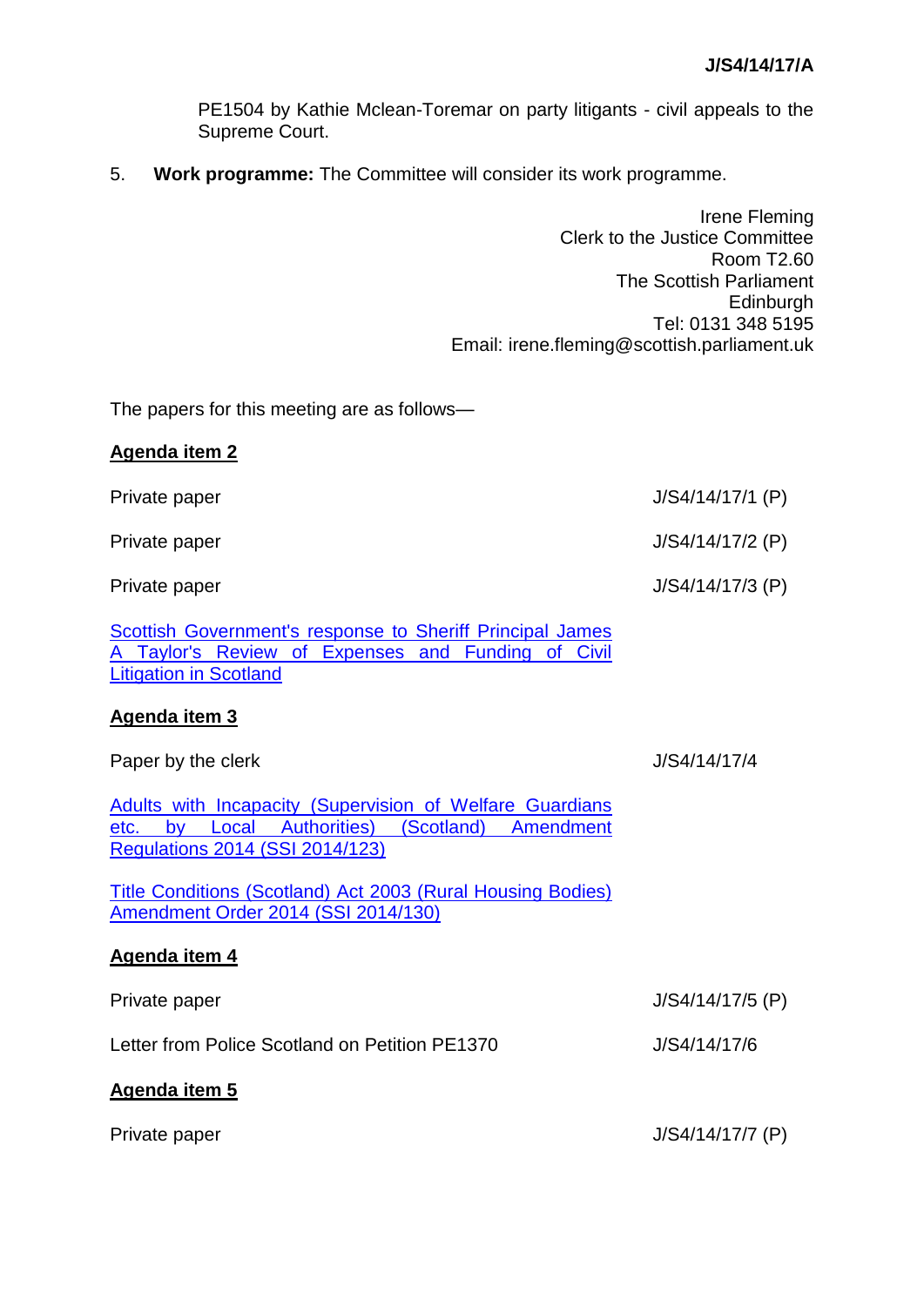PE1504 by Kathie Mclean-Toremar on party litigants - civil appeals to the Supreme Court.

5. **Work programme:** The Committee will consider its work programme.

Irene Fleming
Clerk to the Justice Committee
Room T2.60
The Scottish Parliament
Edinburgh
Tel: 0131 348 5195
Email: irene.fleming@scottish.parliament.uk

The papers for this meeting are as follows—

**Agenda item 2**

Private paper J/S4/14/17/1 (P)

Private paper J/S4/14/17/2 (P)

Private paper J/S4/14/17/3 (P)

Scottish Government's response to Sheriff Principal James A Taylor's Review of Expenses and Funding of Civil Litigation in Scotland

**Agenda item 3**

Paper by the clerk J/S4/14/17/4

Adults with Incapacity (Supervision of Welfare Guardians etc. by Local Authorities) (Scotland) Amendment Regulations 2014 (SSI 2014/123)

Title Conditions (Scotland) Act 2003 (Rural Housing Bodies) Amendment Order 2014 (SSI 2014/130)

**Agenda item 4**

Private paper J/S4/14/17/5 (P)

Letter from Police Scotland on Petition PE1370 J/S4/14/17/6

**Agenda item 5**

Private paper J/S4/14/17/7 (P)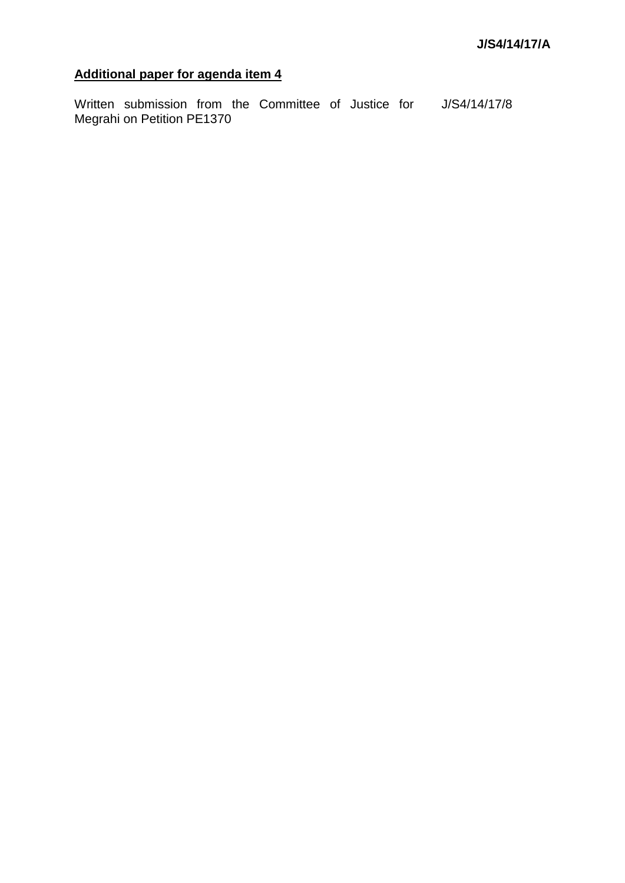**J/S4/14/17/A**

## **Additional paper for agenda item 4**

| | |
|---|---|
| Written submission from the Committee of Justice for Megrahi on Petition PE1370 | J/S4/14/17/8 |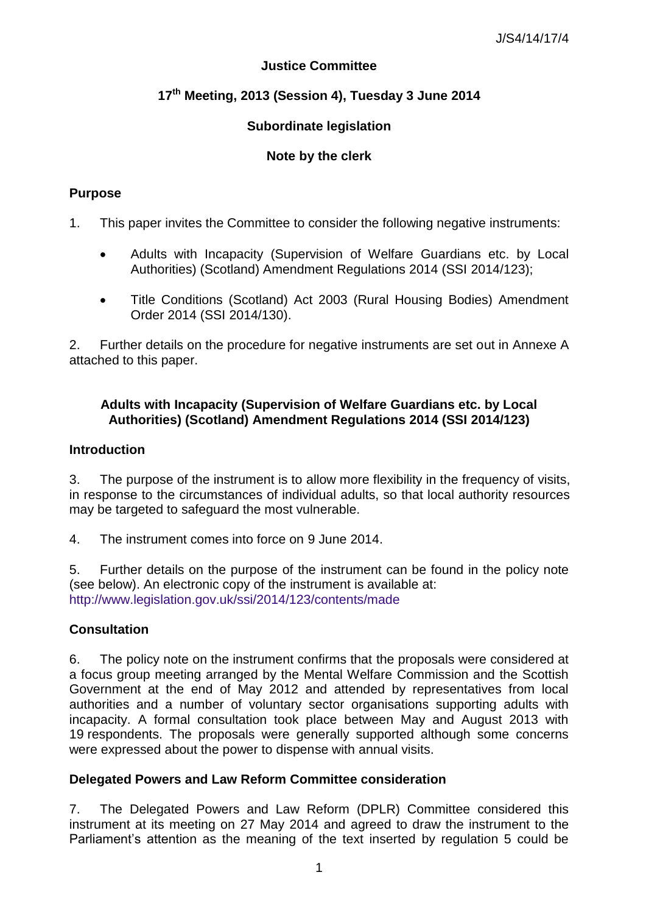J/S4/14/17/4

**Justice Committee**

**17th Meeting, 2013 (Session 4), Tuesday 3 June 2014**

**Subordinate legislation**

**Note by the clerk**

## Purpose

1. This paper invites the Committee to consider the following negative instruments:

- Adults with Incapacity (Supervision of Welfare Guardians etc. by Local Authorities) (Scotland) Amendment Regulations 2014 (SSI 2014/123);
- Title Conditions (Scotland) Act 2003 (Rural Housing Bodies) Amendment Order 2014 (SSI 2014/130).

2. Further details on the procedure for negative instruments are set out in Annexe A attached to this paper.

## Adults with Incapacity (Supervision of Welfare Guardians etc. by Local Authorities) (Scotland) Amendment Regulations 2014 (SSI 2014/123)

### Introduction

3. The purpose of the instrument is to allow more flexibility in the frequency of visits, in response to the circumstances of individual adults, so that local authority resources may be targeted to safeguard the most vulnerable.

4. The instrument comes into force on 9 June 2014.

5. Further details on the purpose of the instrument can be found in the policy note (see below). An electronic copy of the instrument is available at: http://www.legislation.gov.uk/ssi/2014/123/contents/made

### Consultation

6. The policy note on the instrument confirms that the proposals were considered at a focus group meeting arranged by the Mental Welfare Commission and the Scottish Government at the end of May 2012 and attended by representatives from local authorities and a number of voluntary sector organisations supporting adults with incapacity. A formal consultation took place between May and August 2013 with 19 respondents. The proposals were generally supported although some concerns were expressed about the power to dispense with annual visits.

### Delegated Powers and Law Reform Committee consideration

7. The Delegated Powers and Law Reform (DPLR) Committee considered this instrument at its meeting on 27 May 2014 and agreed to draw the instrument to the Parliament's attention as the meaning of the text inserted by regulation 5 could be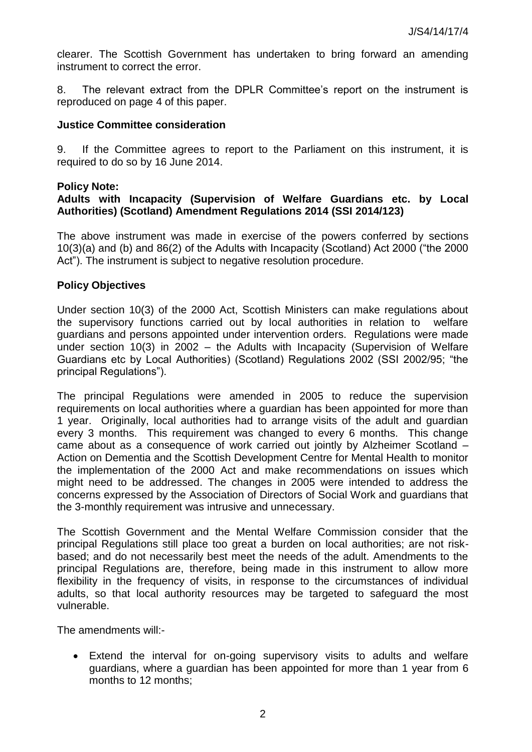clearer. The Scottish Government has undertaken to bring forward an amending instrument to correct the error.

8. The relevant extract from the DPLR Committee's report on the instrument is reproduced on page 4 of this paper.

**Justice Committee consideration**

9. If the Committee agrees to report to the Parliament on this instrument, it is required to do so by 16 June 2014.

**Policy Note:**
**Adults with Incapacity (Supervision of Welfare Guardians etc. by Local Authorities) (Scotland) Amendment Regulations 2014 (SSI 2014/123)**

The above instrument was made in exercise of the powers conferred by sections 10(3)(a) and (b) and 86(2) of the Adults with Incapacity (Scotland) Act 2000 ("the 2000 Act"). The instrument is subject to negative resolution procedure.

**Policy Objectives**

Under section 10(3) of the 2000 Act, Scottish Ministers can make regulations about the supervisory functions carried out by local authorities in relation to welfare guardians and persons appointed under intervention orders. Regulations were made under section 10(3) in 2002 – the Adults with Incapacity (Supervision of Welfare Guardians etc by Local Authorities) (Scotland) Regulations 2002 (SSI 2002/95; "the principal Regulations").

The principal Regulations were amended in 2005 to reduce the supervision requirements on local authorities where a guardian has been appointed for more than 1 year. Originally, local authorities had to arrange visits of the adult and guardian every 3 months. This requirement was changed to every 6 months. This change came about as a consequence of work carried out jointly by Alzheimer Scotland – Action on Dementia and the Scottish Development Centre for Mental Health to monitor the implementation of the 2000 Act and make recommendations on issues which might need to be addressed. The changes in 2005 were intended to address the concerns expressed by the Association of Directors of Social Work and guardians that the 3-monthly requirement was intrusive and unnecessary.

The Scottish Government and the Mental Welfare Commission consider that the principal Regulations still place too great a burden on local authorities; are not risk-based; and do not necessarily best meet the needs of the adult. Amendments to the principal Regulations are, therefore, being made in this instrument to allow more flexibility in the frequency of visits, in response to the circumstances of individual adults, so that local authority resources may be targeted to safeguard the most vulnerable.

The amendments will:-

- Extend the interval for on-going supervisory visits to adults and welfare guardians, where a guardian has been appointed for more than 1 year from 6 months to 12 months;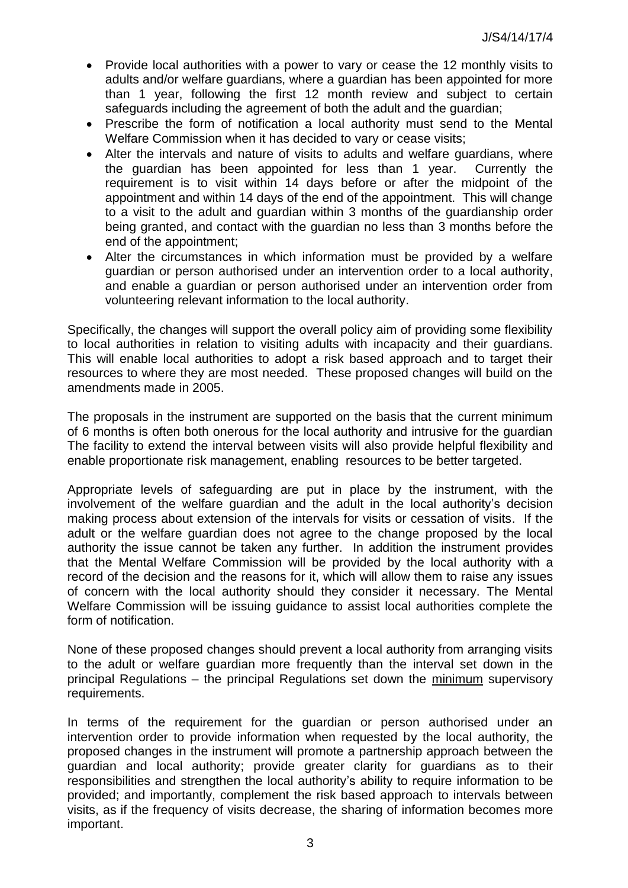- Provide local authorities with a power to vary or cease the 12 monthly visits to adults and/or welfare guardians, where a guardian has been appointed for more than 1 year, following the first 12 month review and subject to certain safeguards including the agreement of both the adult and the guardian;
- Prescribe the form of notification a local authority must send to the Mental Welfare Commission when it has decided to vary or cease visits;
- Alter the intervals and nature of visits to adults and welfare guardians, where the guardian has been appointed for less than 1 year. Currently the requirement is to visit within 14 days before or after the midpoint of the appointment and within 14 days of the end of the appointment. This will change to a visit to the adult and guardian within 3 months of the guardianship order being granted, and contact with the guardian no less than 3 months before the end of the appointment;
- Alter the circumstances in which information must be provided by a welfare guardian or person authorised under an intervention order to a local authority, and enable a guardian or person authorised under an intervention order from volunteering relevant information to the local authority.

Specifically, the changes will support the overall policy aim of providing some flexibility to local authorities in relation to visiting adults with incapacity and their guardians. This will enable local authorities to adopt a risk based approach and to target their resources to where they are most needed. These proposed changes will build on the amendments made in 2005.

The proposals in the instrument are supported on the basis that the current minimum of 6 months is often both onerous for the local authority and intrusive for the guardian The facility to extend the interval between visits will also provide helpful flexibility and enable proportionate risk management, enabling resources to be better targeted.

Appropriate levels of safeguarding are put in place by the instrument, with the involvement of the welfare guardian and the adult in the local authority's decision making process about extension of the intervals for visits or cessation of visits. If the adult or the welfare guardian does not agree to the change proposed by the local authority the issue cannot be taken any further. In addition the instrument provides that the Mental Welfare Commission will be provided by the local authority with a record of the decision and the reasons for it, which will allow them to raise any issues of concern with the local authority should they consider it necessary. The Mental Welfare Commission will be issuing guidance to assist local authorities complete the form of notification.

None of these proposed changes should prevent a local authority from arranging visits to the adult or welfare guardian more frequently than the interval set down in the principal Regulations – the principal Regulations set down the <u>minimum</u> supervisory requirements.

In terms of the requirement for the guardian or person authorised under an intervention order to provide information when requested by the local authority, the proposed changes in the instrument will promote a partnership approach between the guardian and local authority; provide greater clarity for guardians as to their responsibilities and strengthen the local authority's ability to require information to be provided; and importantly, complement the risk based approach to intervals between visits, as if the frequency of visits decrease, the sharing of information becomes more important.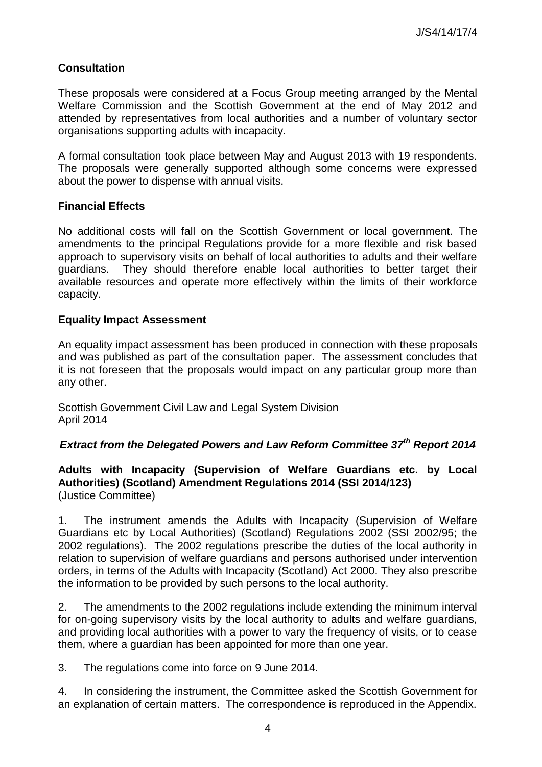### Consultation

These proposals were considered at a Focus Group meeting arranged by the Mental Welfare Commission and the Scottish Government at the end of May 2012 and attended by representatives from local authorities and a number of voluntary sector organisations supporting adults with incapacity.

A formal consultation took place between May and August 2013 with 19 respondents. The proposals were generally supported although some concerns were expressed about the power to dispense with annual visits.

### Financial Effects

No additional costs will fall on the Scottish Government or local government. The amendments to the principal Regulations provide for a more flexible and risk based approach to supervisory visits on behalf of local authorities to adults and their welfare guardians. They should therefore enable local authorities to better target their available resources and operate more effectively within the limits of their workforce capacity.

### Equality Impact Assessment

An equality impact assessment has been produced in connection with these proposals and was published as part of the consultation paper. The assessment concludes that it is not foreseen that the proposals would impact on any particular group more than any other.

Scottish Government Civil Law and Legal System Division
April 2014

## *Extract from the Delegated Powers and Law Reform Committee 37th Report 2014*

**Adults with Incapacity (Supervision of Welfare Guardians etc. by Local Authorities) (Scotland) Amendment Regulations 2014 (SSI 2014/123)**
(Justice Committee)

1. The instrument amends the Adults with Incapacity (Supervision of Welfare Guardians etc by Local Authorities) (Scotland) Regulations 2002 (SSI 2002/95; the 2002 regulations). The 2002 regulations prescribe the duties of the local authority in relation to supervision of welfare guardians and persons authorised under intervention orders, in terms of the Adults with Incapacity (Scotland) Act 2000. They also prescribe the information to be provided by such persons to the local authority.

2. The amendments to the 2002 regulations include extending the minimum interval for on-going supervisory visits by the local authority to adults and welfare guardians, and providing local authorities with a power to vary the frequency of visits, or to cease them, where a guardian has been appointed for more than one year.

3. The regulations come into force on 9 June 2014.

4. In considering the instrument, the Committee asked the Scottish Government for an explanation of certain matters. The correspondence is reproduced in the Appendix.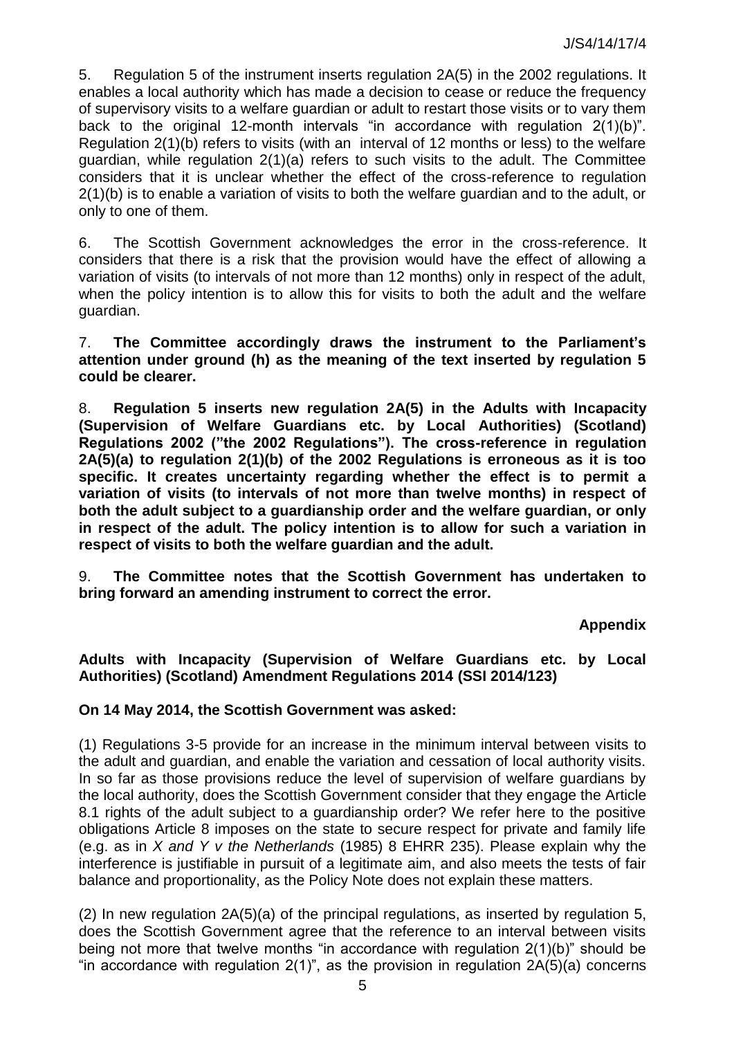5. Regulation 5 of the instrument inserts regulation 2A(5) in the 2002 regulations. It enables a local authority which has made a decision to cease or reduce the frequency of supervisory visits to a welfare guardian or adult to restart those visits or to vary them back to the original 12-month intervals "in accordance with regulation 2(1)(b)". Regulation 2(1)(b) refers to visits (with an interval of 12 months or less) to the welfare guardian, while regulation 2(1)(a) refers to such visits to the adult. The Committee considers that it is unclear whether the effect of the cross-reference to regulation 2(1)(b) is to enable a variation of visits to both the welfare guardian and to the adult, or only to one of them.

6. The Scottish Government acknowledges the error in the cross-reference. It considers that there is a risk that the provision would have the effect of allowing a variation of visits (to intervals of not more than 12 months) only in respect of the adult, when the policy intention is to allow this for visits to both the adult and the welfare guardian.

7. **The Committee accordingly draws the instrument to the Parliament's attention under ground (h) as the meaning of the text inserted by regulation 5 could be clearer.**

8. **Regulation 5 inserts new regulation 2A(5) in the Adults with Incapacity (Supervision of Welfare Guardians etc. by Local Authorities) (Scotland) Regulations 2002 ("the 2002 Regulations"). The cross-reference in regulation 2A(5)(a) to regulation 2(1)(b) of the 2002 Regulations is erroneous as it is too specific. It creates uncertainty regarding whether the effect is to permit a variation of visits (to intervals of not more than twelve months) in respect of both the adult subject to a guardianship order and the welfare guardian, or only in respect of the adult. The policy intention is to allow for such a variation in respect of visits to both the welfare guardian and the adult.**

9. **The Committee notes that the Scottish Government has undertaken to bring forward an amending instrument to correct the error.**

**Appendix**

**Adults with Incapacity (Supervision of Welfare Guardians etc. by Local Authorities) (Scotland) Amendment Regulations 2014 (SSI 2014/123)**

**On 14 May 2014, the Scottish Government was asked:**

(1) Regulations 3-5 provide for an increase in the minimum interval between visits to the adult and guardian, and enable the variation and cessation of local authority visits. In so far as those provisions reduce the level of supervision of welfare guardians by the local authority, does the Scottish Government consider that they engage the Article 8.1 rights of the adult subject to a guardianship order? We refer here to the positive obligations Article 8 imposes on the state to secure respect for private and family life (e.g. as in *X and Y v the Netherlands* (1985) 8 EHRR 235). Please explain why the interference is justifiable in pursuit of a legitimate aim, and also meets the tests of fair balance and proportionality, as the Policy Note does not explain these matters.

(2) In new regulation 2A(5)(a) of the principal regulations, as inserted by regulation 5, does the Scottish Government agree that the reference to an interval between visits being not more that twelve months "in accordance with regulation 2(1)(b)" should be "in accordance with regulation 2(1)", as the provision in regulation 2A(5)(a) concerns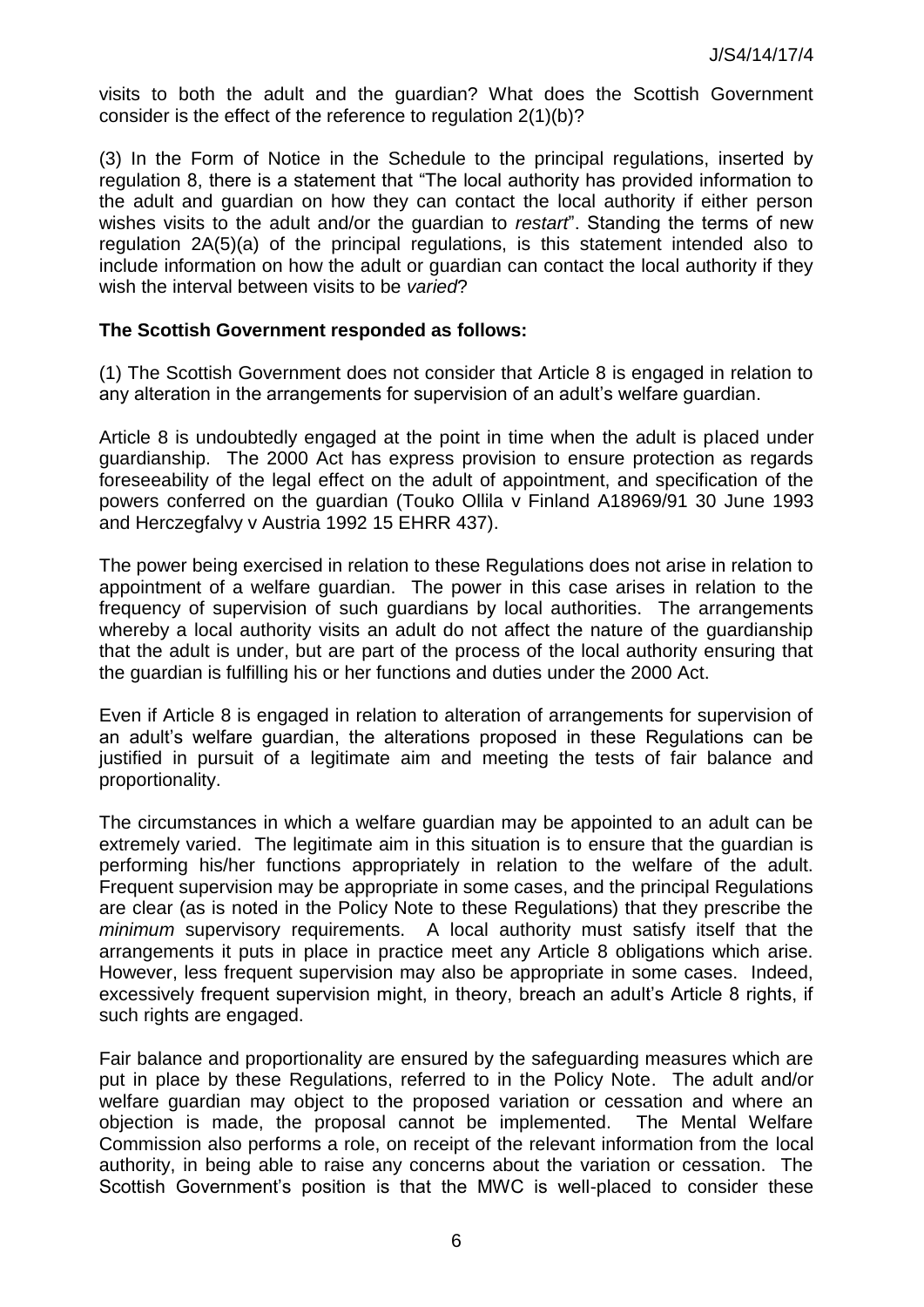visits to both the adult and the guardian? What does the Scottish Government consider is the effect of the reference to regulation 2(1)(b)?

(3) In the Form of Notice in the Schedule to the principal regulations, inserted by regulation 8, there is a statement that "The local authority has provided information to the adult and guardian on how they can contact the local authority if either person wishes visits to the adult and/or the guardian to *restart*". Standing the terms of new regulation 2A(5)(a) of the principal regulations, is this statement intended also to include information on how the adult or guardian can contact the local authority if they wish the interval between visits to be *varied*?

**The Scottish Government responded as follows:**

(1) The Scottish Government does not consider that Article 8 is engaged in relation to any alteration in the arrangements for supervision of an adult's welfare guardian.

Article 8 is undoubtedly engaged at the point in time when the adult is placed under guardianship. The 2000 Act has express provision to ensure protection as regards foreseeability of the legal effect on the adult of appointment, and specification of the powers conferred on the guardian (Touko Ollila v Finland A18969/91 30 June 1993 and Herczegfalvy v Austria 1992 15 EHRR 437).

The power being exercised in relation to these Regulations does not arise in relation to appointment of a welfare guardian. The power in this case arises in relation to the frequency of supervision of such guardians by local authorities. The arrangements whereby a local authority visits an adult do not affect the nature of the guardianship that the adult is under, but are part of the process of the local authority ensuring that the guardian is fulfilling his or her functions and duties under the 2000 Act.

Even if Article 8 is engaged in relation to alteration of arrangements for supervision of an adult's welfare guardian, the alterations proposed in these Regulations can be justified in pursuit of a legitimate aim and meeting the tests of fair balance and proportionality.

The circumstances in which a welfare guardian may be appointed to an adult can be extremely varied. The legitimate aim in this situation is to ensure that the guardian is performing his/her functions appropriately in relation to the welfare of the adult. Frequent supervision may be appropriate in some cases, and the principal Regulations are clear (as is noted in the Policy Note to these Regulations) that they prescribe the *minimum* supervisory requirements. A local authority must satisfy itself that the arrangements it puts in place in practice meet any Article 8 obligations which arise. However, less frequent supervision may also be appropriate in some cases. Indeed, excessively frequent supervision might, in theory, breach an adult's Article 8 rights, if such rights are engaged.

Fair balance and proportionality are ensured by the safeguarding measures which are put in place by these Regulations, referred to in the Policy Note. The adult and/or welfare guardian may object to the proposed variation or cessation and where an objection is made, the proposal cannot be implemented. The Mental Welfare Commission also performs a role, on receipt of the relevant information from the local authority, in being able to raise any concerns about the variation or cessation. The Scottish Government's position is that the MWC is well-placed to consider these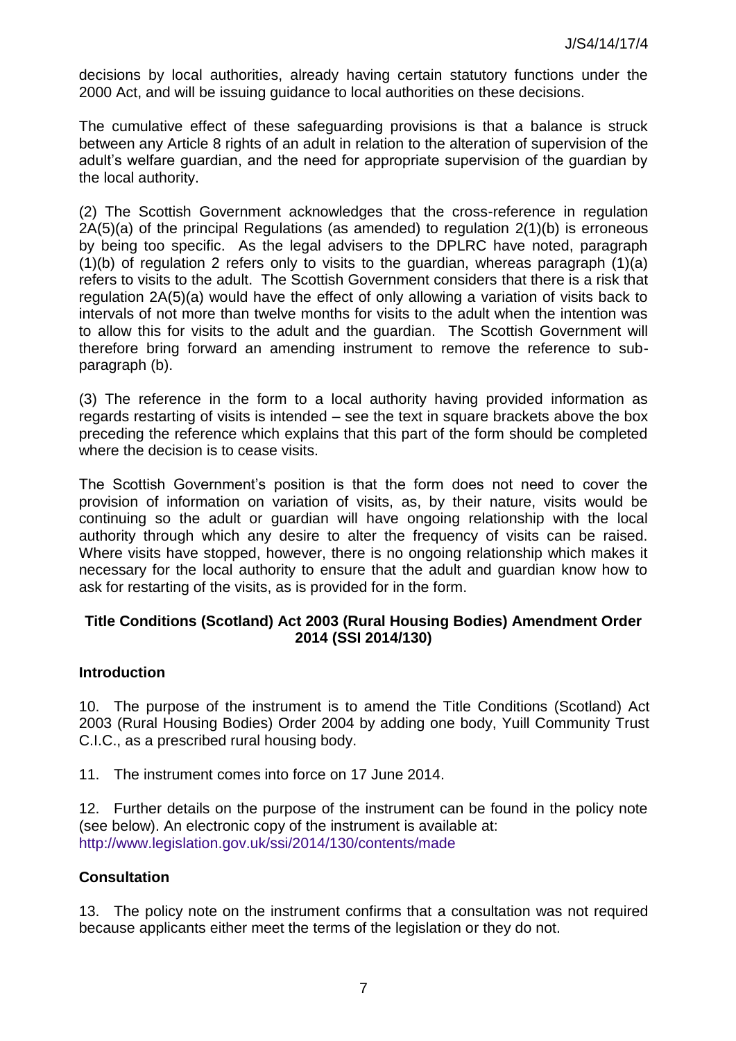decisions by local authorities, already having certain statutory functions under the 2000 Act, and will be issuing guidance to local authorities on these decisions.

The cumulative effect of these safeguarding provisions is that a balance is struck between any Article 8 rights of an adult in relation to the alteration of supervision of the adult's welfare guardian, and the need for appropriate supervision of the guardian by the local authority.

(2) The Scottish Government acknowledges that the cross-reference in regulation 2A(5)(a) of the principal Regulations (as amended) to regulation 2(1)(b) is erroneous by being too specific. As the legal advisers to the DPLRC have noted, paragraph (1)(b) of regulation 2 refers only to visits to the guardian, whereas paragraph (1)(a) refers to visits to the adult. The Scottish Government considers that there is a risk that regulation 2A(5)(a) would have the effect of only allowing a variation of visits back to intervals of not more than twelve months for visits to the adult when the intention was to allow this for visits to the adult and the guardian. The Scottish Government will therefore bring forward an amending instrument to remove the reference to sub-paragraph (b).

(3) The reference in the form to a local authority having provided information as regards restarting of visits is intended – see the text in square brackets above the box preceding the reference which explains that this part of the form should be completed where the decision is to cease visits.

The Scottish Government's position is that the form does not need to cover the provision of information on variation of visits, as, by their nature, visits would be continuing so the adult or guardian will have ongoing relationship with the local authority through which any desire to alter the frequency of visits can be raised. Where visits have stopped, however, there is no ongoing relationship which makes it necessary for the local authority to ensure that the adult and guardian know how to ask for restarting of the visits, as is provided for in the form.

## Title Conditions (Scotland) Act 2003 (Rural Housing Bodies) Amendment Order 2014 (SSI 2014/130)

### Introduction

10. The purpose of the instrument is to amend the Title Conditions (Scotland) Act 2003 (Rural Housing Bodies) Order 2004 by adding one body, Yuill Community Trust C.I.C., as a prescribed rural housing body.

11. The instrument comes into force on 17 June 2014.

12. Further details on the purpose of the instrument can be found in the policy note (see below). An electronic copy of the instrument is available at: http://www.legislation.gov.uk/ssi/2014/130/contents/made

### Consultation

13. The policy note on the instrument confirms that a consultation was not required because applicants either meet the terms of the legislation or they do not.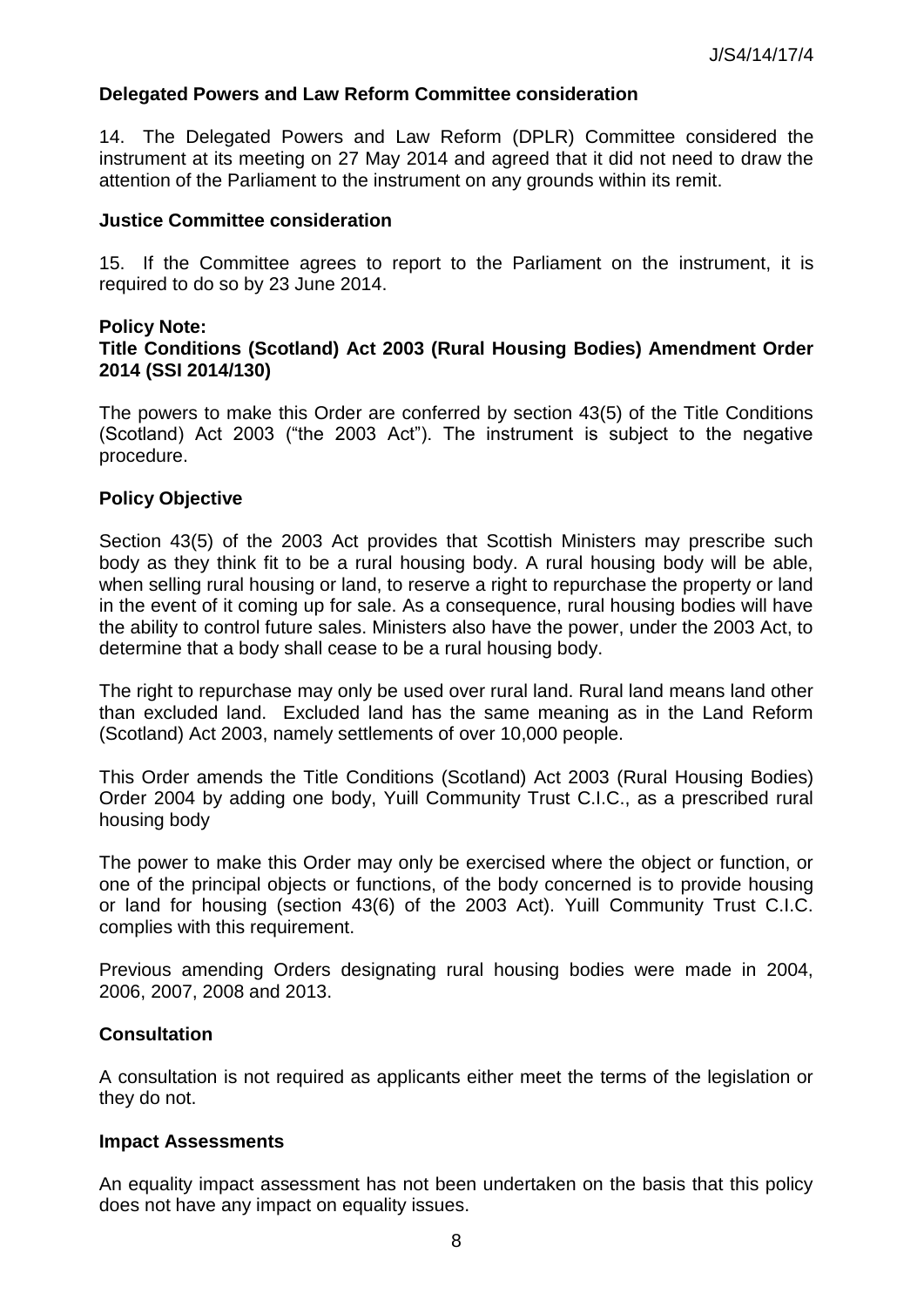### Delegated Powers and Law Reform Committee consideration

14. The Delegated Powers and Law Reform (DPLR) Committee considered the instrument at its meeting on 27 May 2014 and agreed that it did not need to draw the attention of the Parliament to the instrument on any grounds within its remit.

### Justice Committee consideration

15. If the Committee agrees to report to the Parliament on the instrument, it is required to do so by 23 June 2014.

### Policy Note:
### Title Conditions (Scotland) Act 2003 (Rural Housing Bodies) Amendment Order 2014 (SSI 2014/130)

The powers to make this Order are conferred by section 43(5) of the Title Conditions (Scotland) Act 2003 ("the 2003 Act"). The instrument is subject to the negative procedure.

### Policy Objective

Section 43(5) of the 2003 Act provides that Scottish Ministers may prescribe such body as they think fit to be a rural housing body. A rural housing body will be able, when selling rural housing or land, to reserve a right to repurchase the property or land in the event of it coming up for sale. As a consequence, rural housing bodies will have the ability to control future sales. Ministers also have the power, under the 2003 Act, to determine that a body shall cease to be a rural housing body.

The right to repurchase may only be used over rural land. Rural land means land other than excluded land. Excluded land has the same meaning as in the Land Reform (Scotland) Act 2003, namely settlements of over 10,000 people.

This Order amends the Title Conditions (Scotland) Act 2003 (Rural Housing Bodies) Order 2004 by adding one body, Yuill Community Trust C.I.C., as a prescribed rural housing body

The power to make this Order may only be exercised where the object or function, or one of the principal objects or functions, of the body concerned is to provide housing or land for housing (section 43(6) of the 2003 Act). Yuill Community Trust C.I.C. complies with this requirement.

Previous amending Orders designating rural housing bodies were made in 2004, 2006, 2007, 2008 and 2013.

### Consultation

A consultation is not required as applicants either meet the terms of the legislation or they do not.

### Impact Assessments

An equality impact assessment has not been undertaken on the basis that this policy does not have any impact on equality issues.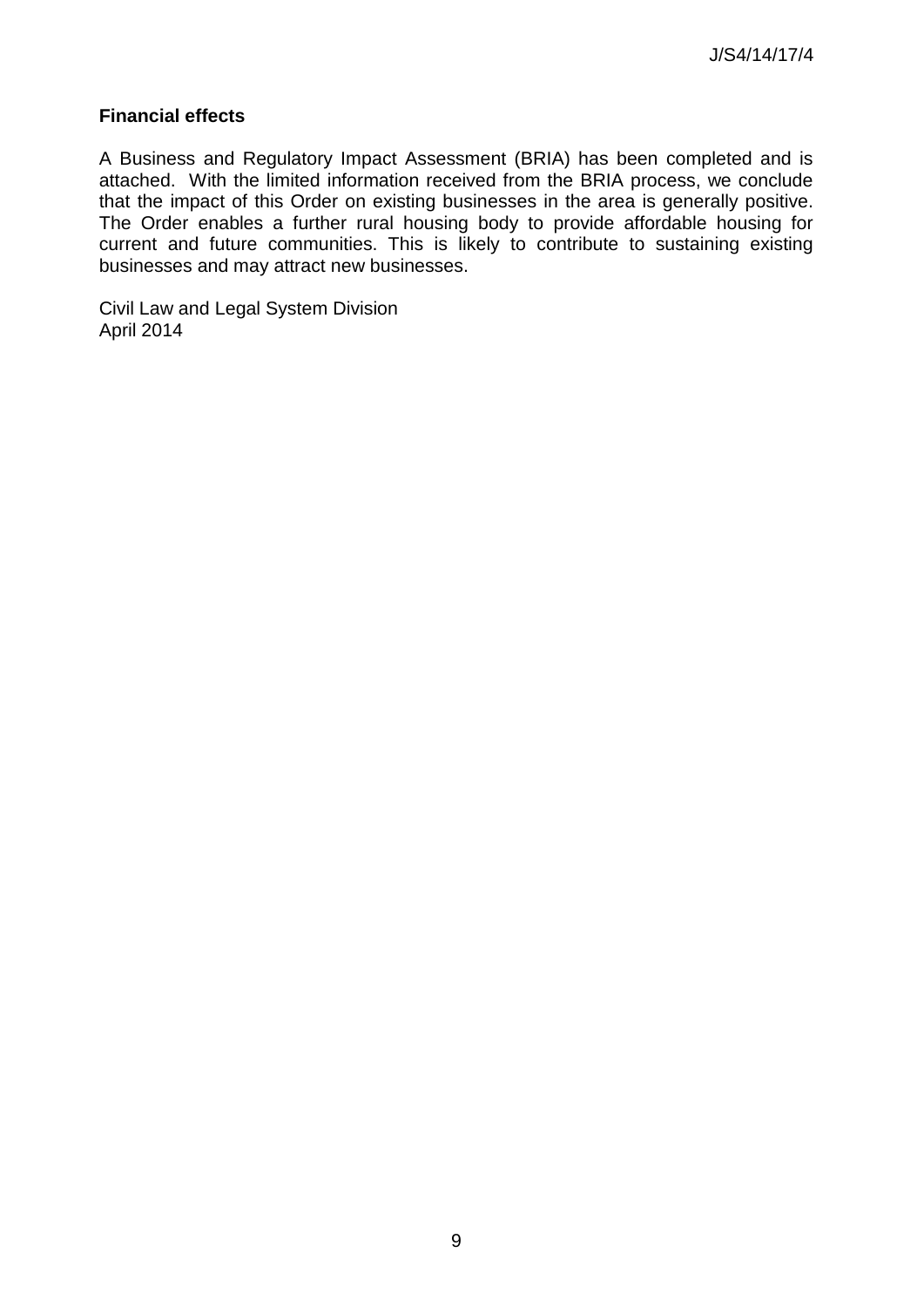**Financial effects**

A Business and Regulatory Impact Assessment (BRIA) has been completed and is attached. With the limited information received from the BRIA process, we conclude that the impact of this Order on existing businesses in the area is generally positive. The Order enables a further rural housing body to provide affordable housing for current and future communities. This is likely to contribute to sustaining existing businesses and may attract new businesses.

Civil Law and Legal System Division
April 2014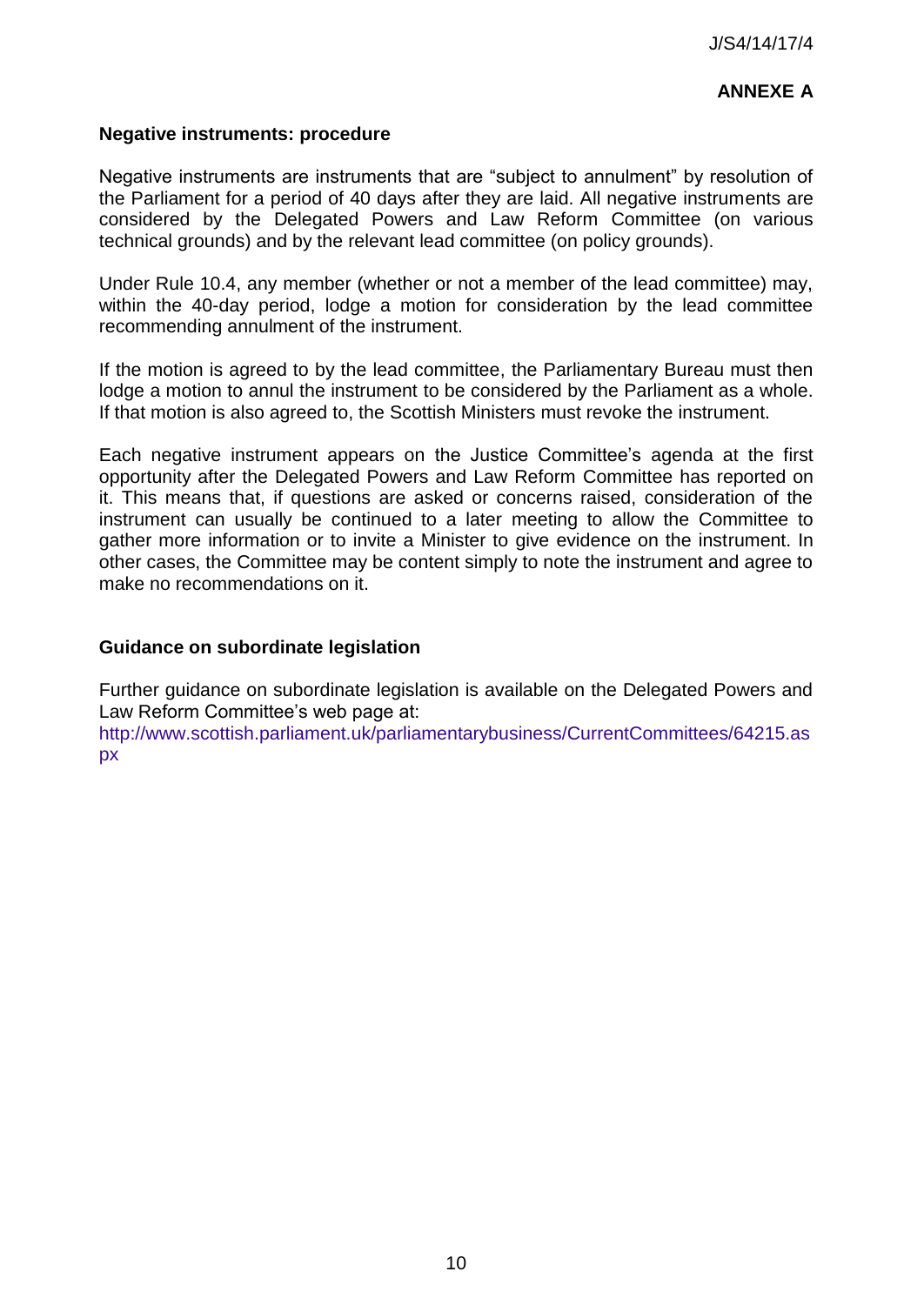**ANNEXE A**

## Negative instruments: procedure

Negative instruments are instruments that are "subject to annulment" by resolution of the Parliament for a period of 40 days after they are laid. All negative instruments are considered by the Delegated Powers and Law Reform Committee (on various technical grounds) and by the relevant lead committee (on policy grounds).

Under Rule 10.4, any member (whether or not a member of the lead committee) may, within the 40-day period, lodge a motion for consideration by the lead committee recommending annulment of the instrument.

If the motion is agreed to by the lead committee, the Parliamentary Bureau must then lodge a motion to annul the instrument to be considered by the Parliament as a whole. If that motion is also agreed to, the Scottish Ministers must revoke the instrument.

Each negative instrument appears on the Justice Committee's agenda at the first opportunity after the Delegated Powers and Law Reform Committee has reported on it. This means that, if questions are asked or concerns raised, consideration of the instrument can usually be continued to a later meeting to allow the Committee to gather more information or to invite a Minister to give evidence on the instrument. In other cases, the Committee may be content simply to note the instrument and agree to make no recommendations on it.

## Guidance on subordinate legislation

Further guidance on subordinate legislation is available on the Delegated Powers and Law Reform Committee's web page at:
http://www.scottish.parliament.uk/parliamentarybusiness/CurrentCommittees/64215.aspx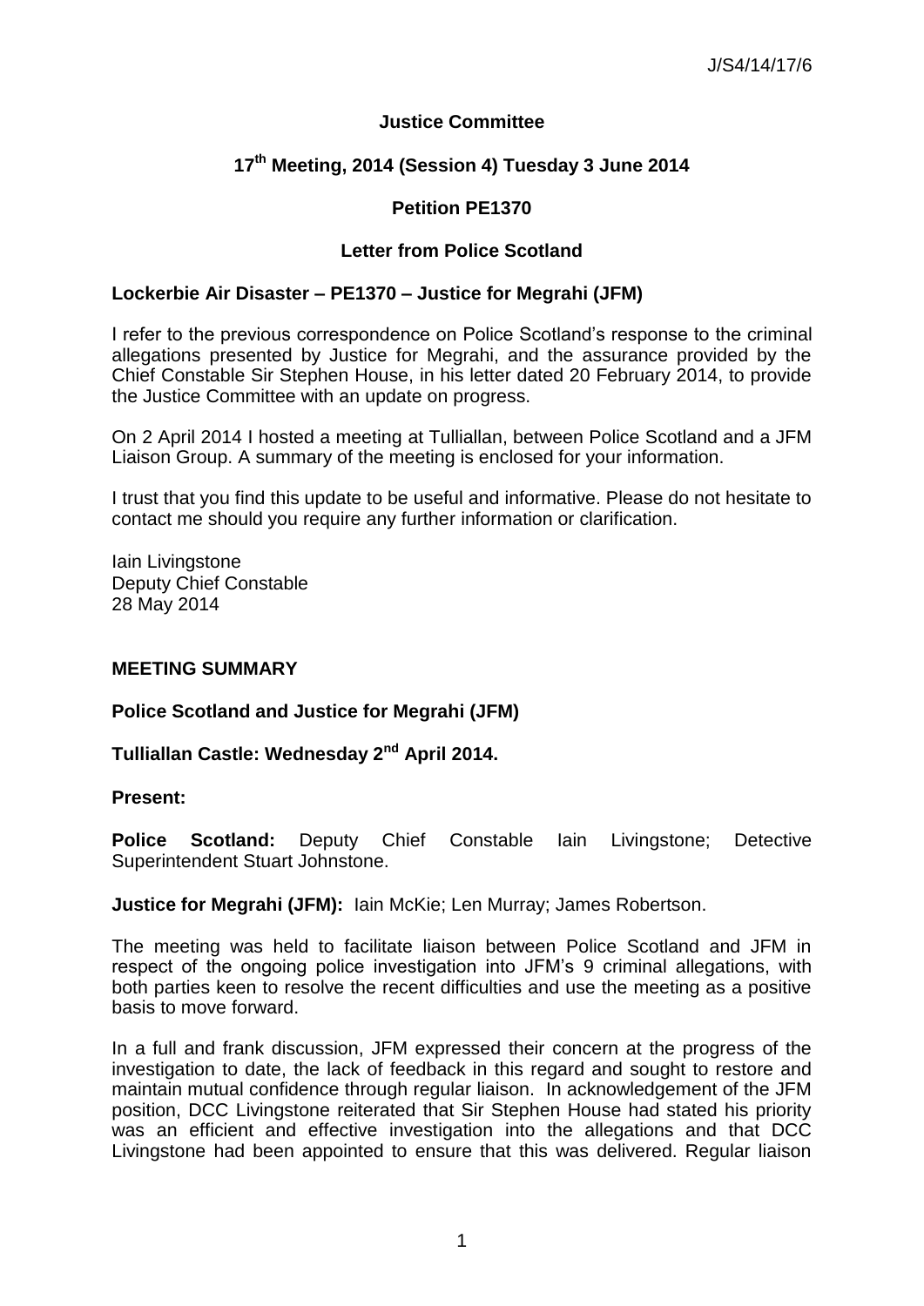J/S4/14/17/6

**Justice Committee**

**17th Meeting, 2014 (Session 4) Tuesday 3 June 2014**

**Petition PE1370**

**Letter from Police Scotland**

**Lockerbie Air Disaster – PE1370 – Justice for Megrahi (JFM)**

I refer to the previous correspondence on Police Scotland's response to the criminal allegations presented by Justice for Megrahi, and the assurance provided by the Chief Constable Sir Stephen House, in his letter dated 20 February 2014, to provide the Justice Committee with an update on progress.

On 2 April 2014 I hosted a meeting at Tulliallan, between Police Scotland and a JFM Liaison Group. A summary of the meeting is enclosed for your information.

I trust that you find this update to be useful and informative. Please do not hesitate to contact me should you require any further information or clarification.

Iain Livingstone
Deputy Chief Constable
28 May 2014

**MEETING SUMMARY**

**Police Scotland and Justice for Megrahi (JFM)**

**Tulliallan Castle: Wednesday 2nd April 2014.**

**Present:**

**Police Scotland:** Deputy Chief Constable Iain Livingstone; Detective Superintendent Stuart Johnstone.

**Justice for Megrahi (JFM):** Iain McKie; Len Murray; James Robertson.

The meeting was held to facilitate liaison between Police Scotland and JFM in respect of the ongoing police investigation into JFM's 9 criminal allegations, with both parties keen to resolve the recent difficulties and use the meeting as a positive basis to move forward.

In a full and frank discussion, JFM expressed their concern at the progress of the investigation to date, the lack of feedback in this regard and sought to restore and maintain mutual confidence through regular liaison. In acknowledgement of the JFM position, DCC Livingstone reiterated that Sir Stephen House had stated his priority was an efficient and effective investigation into the allegations and that DCC Livingstone had been appointed to ensure that this was delivered. Regular liaison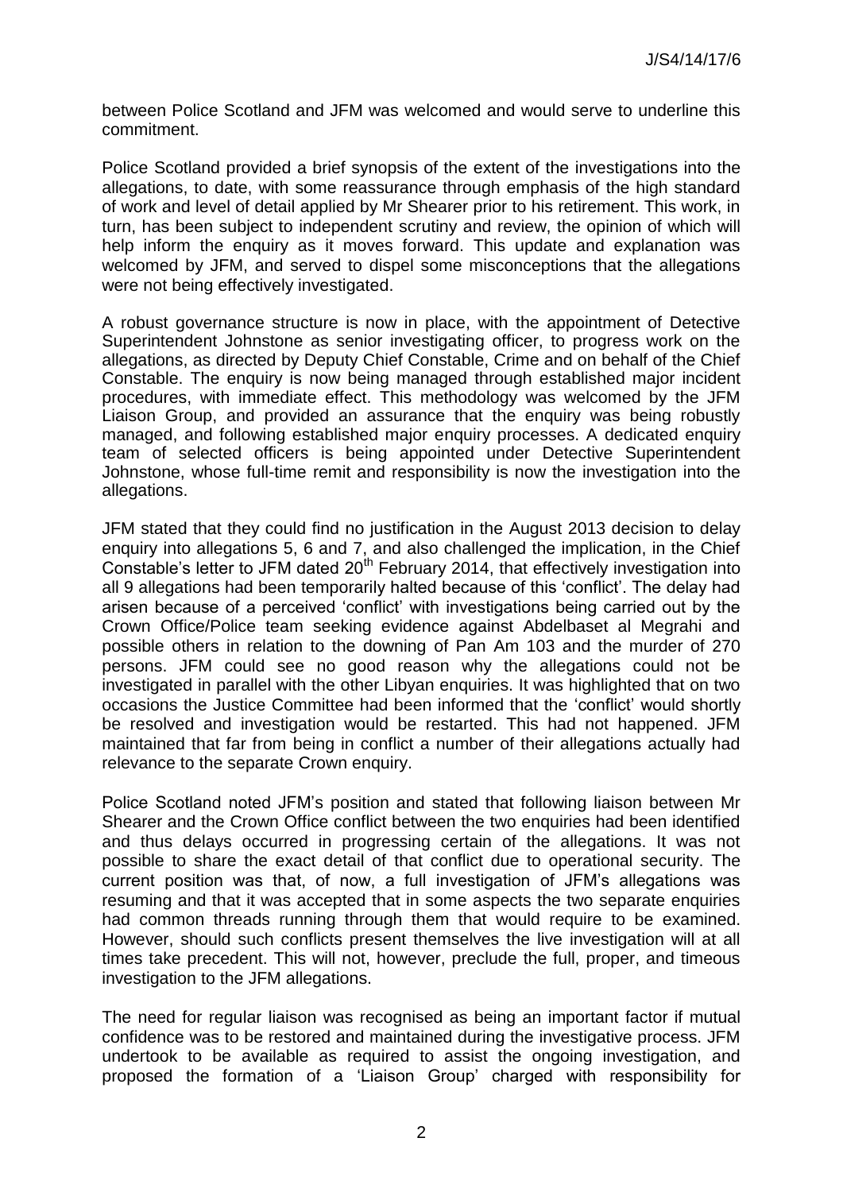between Police Scotland and JFM was welcomed and would serve to underline this commitment.

Police Scotland provided a brief synopsis of the extent of the investigations into the allegations, to date, with some reassurance through emphasis of the high standard of work and level of detail applied by Mr Shearer prior to his retirement. This work, in turn, has been subject to independent scrutiny and review, the opinion of which will help inform the enquiry as it moves forward. This update and explanation was welcomed by JFM, and served to dispel some misconceptions that the allegations were not being effectively investigated.

A robust governance structure is now in place, with the appointment of Detective Superintendent Johnstone as senior investigating officer, to progress work on the allegations, as directed by Deputy Chief Constable, Crime and on behalf of the Chief Constable. The enquiry is now being managed through established major incident procedures, with immediate effect. This methodology was welcomed by the JFM Liaison Group, and provided an assurance that the enquiry was being robustly managed, and following established major enquiry processes. A dedicated enquiry team of selected officers is being appointed under Detective Superintendent Johnstone, whose full-time remit and responsibility is now the investigation into the allegations.

JFM stated that they could find no justification in the August 2013 decision to delay enquiry into allegations 5, 6 and 7, and also challenged the implication, in the Chief Constable's letter to JFM dated 20th February 2014, that effectively investigation into all 9 allegations had been temporarily halted because of this 'conflict'. The delay had arisen because of a perceived 'conflict' with investigations being carried out by the Crown Office/Police team seeking evidence against Abdelbaset al Megrahi and possible others in relation to the downing of Pan Am 103 and the murder of 270 persons. JFM could see no good reason why the allegations could not be investigated in parallel with the other Libyan enquiries. It was highlighted that on two occasions the Justice Committee had been informed that the 'conflict' would shortly be resolved and investigation would be restarted. This had not happened. JFM maintained that far from being in conflict a number of their allegations actually had relevance to the separate Crown enquiry.

Police Scotland noted JFM's position and stated that following liaison between Mr Shearer and the Crown Office conflict between the two enquiries had been identified and thus delays occurred in progressing certain of the allegations. It was not possible to share the exact detail of that conflict due to operational security. The current position was that, of now, a full investigation of JFM's allegations was resuming and that it was accepted that in some aspects the two separate enquiries had common threads running through them that would require to be examined. However, should such conflicts present themselves the live investigation will at all times take precedent. This will not, however, preclude the full, proper, and timeous investigation to the JFM allegations.

The need for regular liaison was recognised as being an important factor if mutual confidence was to be restored and maintained during the investigative process. JFM undertook to be available as required to assist the ongoing investigation, and proposed the formation of a 'Liaison Group' charged with responsibility for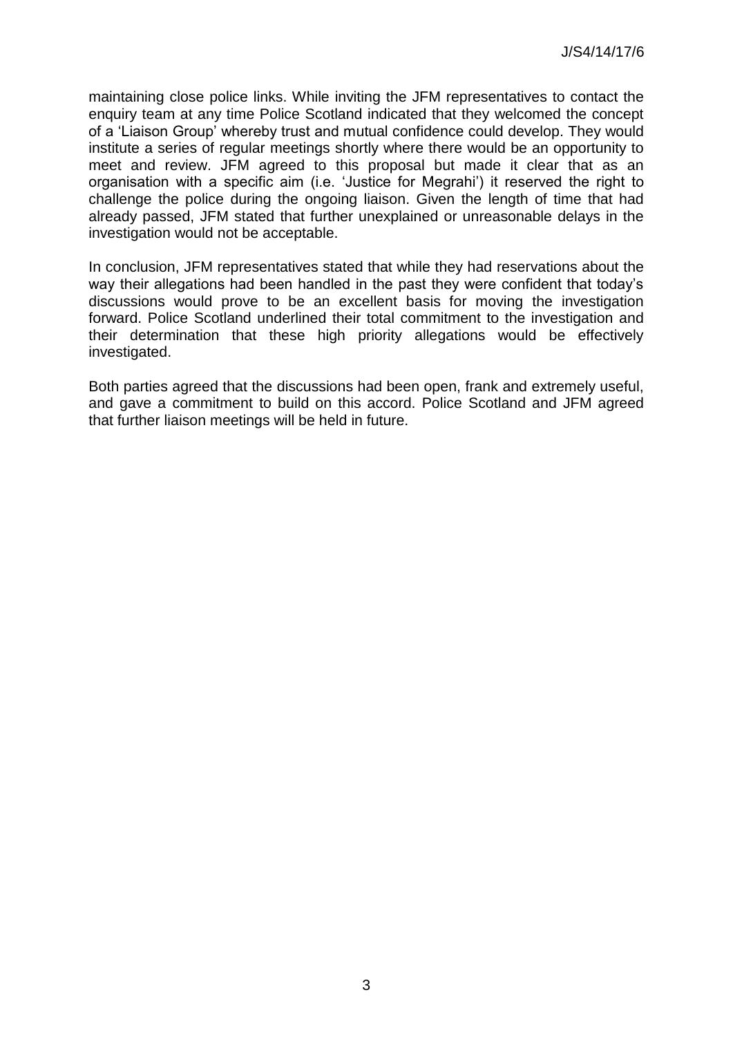maintaining close police links. While inviting the JFM representatives to contact the enquiry team at any time Police Scotland indicated that they welcomed the concept of a 'Liaison Group' whereby trust and mutual confidence could develop. They would institute a series of regular meetings shortly where there would be an opportunity to meet and review. JFM agreed to this proposal but made it clear that as an organisation with a specific aim (i.e. 'Justice for Megrahi') it reserved the right to challenge the police during the ongoing liaison. Given the length of time that had already passed, JFM stated that further unexplained or unreasonable delays in the investigation would not be acceptable.

In conclusion, JFM representatives stated that while they had reservations about the way their allegations had been handled in the past they were confident that today's discussions would prove to be an excellent basis for moving the investigation forward. Police Scotland underlined their total commitment to the investigation and their determination that these high priority allegations would be effectively investigated.

Both parties agreed that the discussions had been open, frank and extremely useful, and gave a commitment to build on this accord. Police Scotland and JFM agreed that further liaison meetings will be held in future.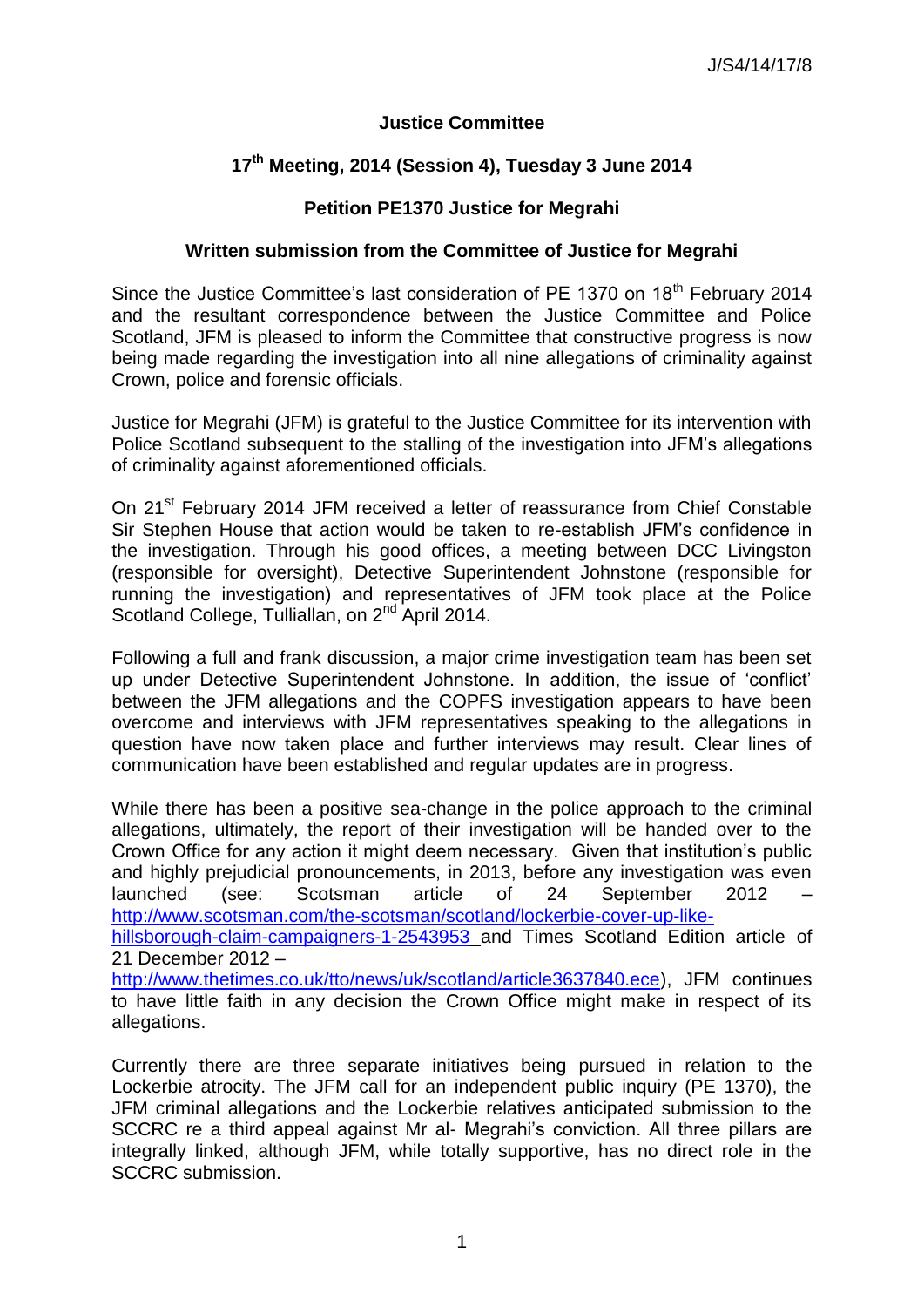J/S4/14/17/8

**Justice Committee**

**17th Meeting, 2014 (Session 4), Tuesday 3 June 2014**

**Petition PE1370 Justice for Megrahi**

**Written submission from the Committee of Justice for Megrahi**

Since the Justice Committee's last consideration of PE 1370 on 18th February 2014 and the resultant correspondence between the Justice Committee and Police Scotland, JFM is pleased to inform the Committee that constructive progress is now being made regarding the investigation into all nine allegations of criminality against Crown, police and forensic officials.

Justice for Megrahi (JFM) is grateful to the Justice Committee for its intervention with Police Scotland subsequent to the stalling of the investigation into JFM's allegations of criminality against aforementioned officials.

On 21st February 2014 JFM received a letter of reassurance from Chief Constable Sir Stephen House that action would be taken to re-establish JFM's confidence in the investigation. Through his good offices, a meeting between DCC Livingston (responsible for oversight), Detective Superintendent Johnstone (responsible for running the investigation) and representatives of JFM took place at the Police Scotland College, Tulliallan, on 2nd April 2014.

Following a full and frank discussion, a major crime investigation team has been set up under Detective Superintendent Johnstone. In addition, the issue of 'conflict' between the JFM allegations and the COPFS investigation appears to have been overcome and interviews with JFM representatives speaking to the allegations in question have now taken place and further interviews may result. Clear lines of communication have been established and regular updates are in progress.

While there has been a positive sea-change in the police approach to the criminal allegations, ultimately, the report of their investigation will be handed over to the Crown Office for any action it might deem necessary. Given that institution's public and highly prejudicial pronouncements, in 2013, before any investigation was even launched (see: Scotsman article of 24 September 2012 – http://www.scotsman.com/the-scotsman/scotland/lockerbie-cover-up-like-hillsborough-claim-campaigners-1-2543953 and Times Scotland Edition article of 21 December 2012 – http://www.thetimes.co.uk/tto/news/uk/scotland/article3637840.ece), JFM continues to have little faith in any decision the Crown Office might make in respect of its allegations.

Currently there are three separate initiatives being pursued in relation to the Lockerbie atrocity. The JFM call for an independent public inquiry (PE 1370), the JFM criminal allegations and the Lockerbie relatives anticipated submission to the SCCRC re a third appeal against Mr al- Megrahi's conviction. All three pillars are integrally linked, although JFM, while totally supportive, has no direct role in the SCCRC submission.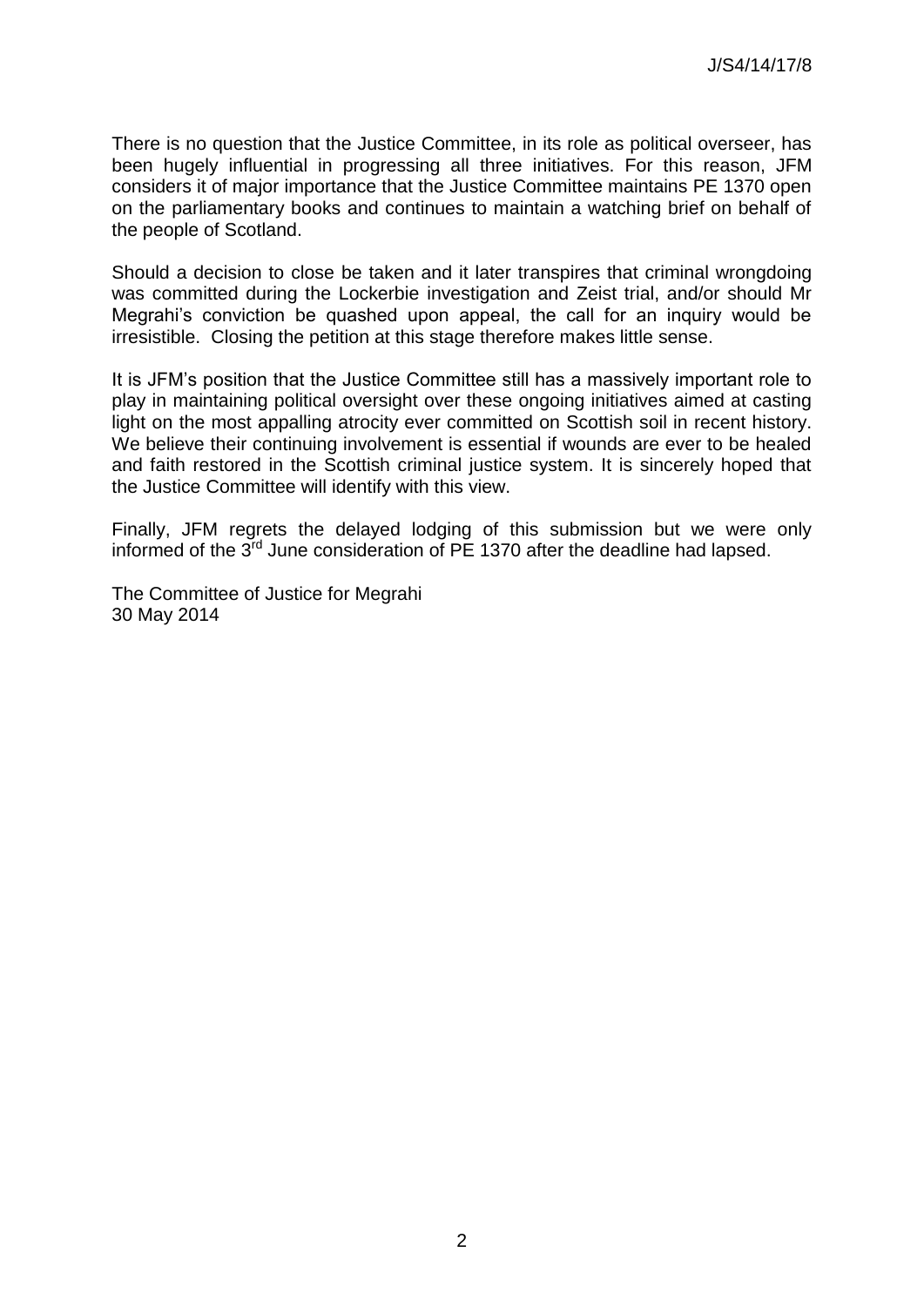There is no question that the Justice Committee, in its role as political overseer, has been hugely influential in progressing all three initiatives. For this reason, JFM considers it of major importance that the Justice Committee maintains PE 1370 open on the parliamentary books and continues to maintain a watching brief on behalf of the people of Scotland.

Should a decision to close be taken and it later transpires that criminal wrongdoing was committed during the Lockerbie investigation and Zeist trial, and/or should Mr Megrahi's conviction be quashed upon appeal, the call for an inquiry would be irresistible. Closing the petition at this stage therefore makes little sense.

It is JFM's position that the Justice Committee still has a massively important role to play in maintaining political oversight over these ongoing initiatives aimed at casting light on the most appalling atrocity ever committed on Scottish soil in recent history. We believe their continuing involvement is essential if wounds are ever to be healed and faith restored in the Scottish criminal justice system. It is sincerely hoped that the Justice Committee will identify with this view.

Finally, JFM regrets the delayed lodging of this submission but we were only informed of the 3rd June consideration of PE 1370 after the deadline had lapsed.

The Committee of Justice for Megrahi
30 May 2014